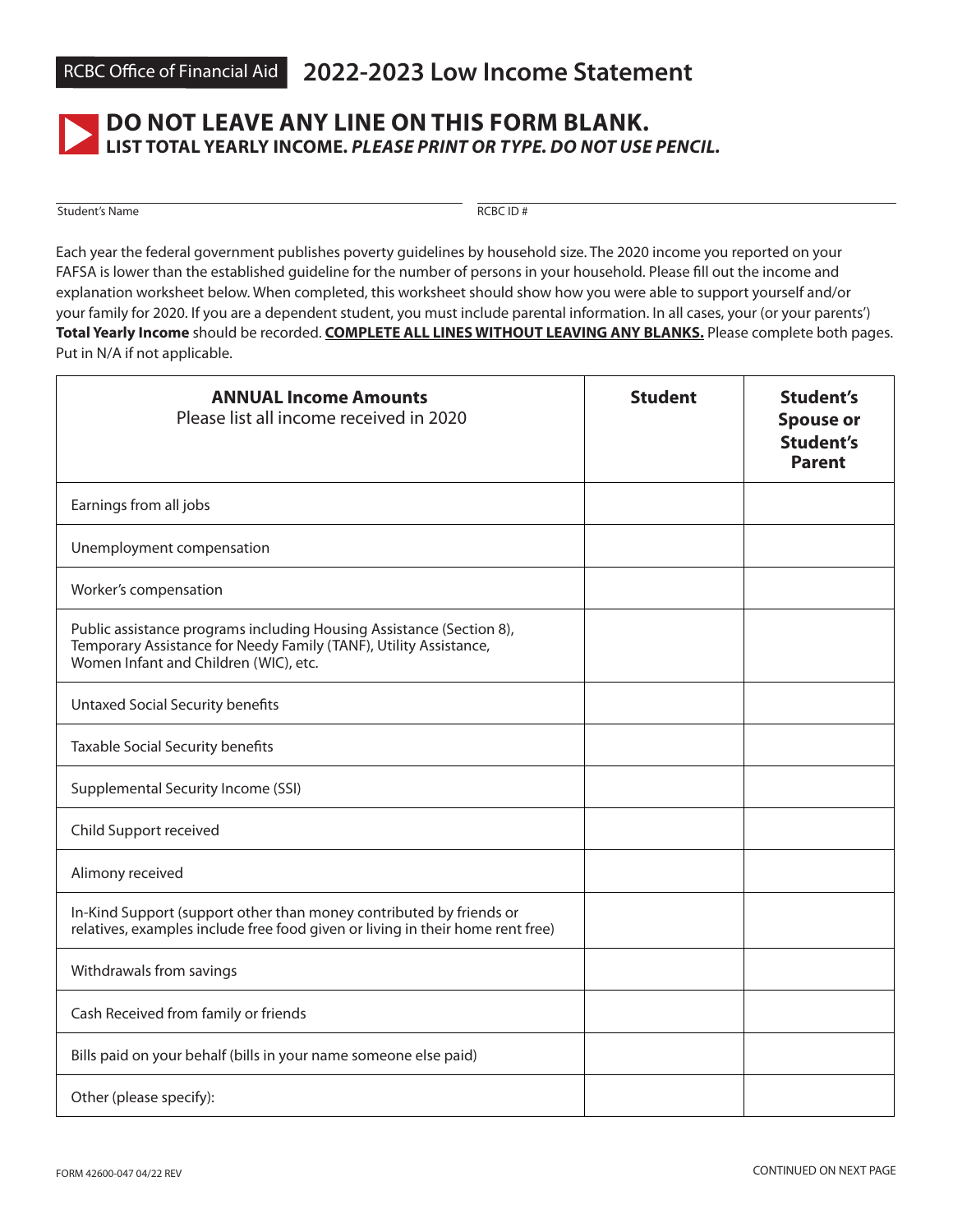RCBC Office of Financial Aid

# 2022-2023 Low Income Statement

## DO NOT LEAVE ANY LINE ON THIS FORM BLANK.

**LIST TOTAL YEARLY INCOME. *PLEASE PRINT OR TYPE. DO NOT USE PENCIL.***

Student's Name ______________________ RCBC ID # ______________________

Each year the federal government publishes poverty guidelines by household size. The 2020 income you reported on your FAFSA is lower than the established guideline for the number of persons in your household. Please fill out the income and explanation worksheet below. When completed, this worksheet should show how you were able to support yourself and/or your family for 2020. If you are a dependent student, you must include parental information. In all cases, your (or your parents') **Total Yearly Income** should be recorded. **COMPLETE ALL LINES WITHOUT LEAVING ANY BLANKS.** Please complete both pages. Put in N/A if not applicable.

| **ANNUAL Income Amounts** Please list all income received in 2020 | **Student** | **Student's Spouse or Student's Parent** |
|---|---|---|
| Earnings from all jobs | | |
| Unemployment compensation | | |
| Worker's compensation | | |
| Public assistance programs including Housing Assistance (Section 8), Temporary Assistance for Needy Family (TANF), Utility Assistance, Women Infant and Children (WIC), etc. | | |
| Untaxed Social Security benefits | | |
| Taxable Social Security benefits | | |
| Supplemental Security Income (SSI) | | |
| Child Support received | | |
| Alimony received | | |
| In-Kind Support (support other than money contributed by friends or relatives, examples include free food given or living in their home rent free) | | |
| Withdrawals from savings | | |
| Cash Received from family or friends | | |
| Bills paid on your behalf (bills in your name someone else paid) | | |
| Other (please specify): | | |

FORM 42600-047 04/22 REV

CONTINUED ON NEXT PAGE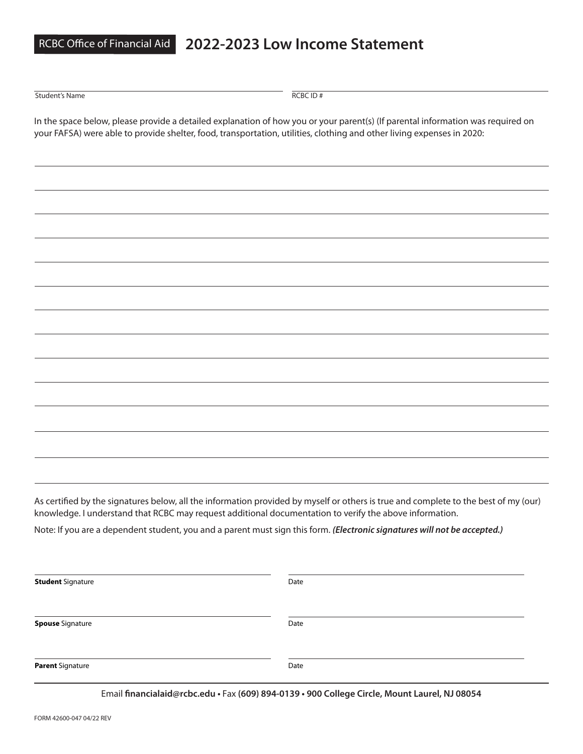RCBC Office of Financial Aid

# 2022-2023 Low Income Statement

Student's Name ______________________________ RCBC ID # ______________________________

In the space below, please provide a detailed explanation of how you or your parent(s) (If parental information was required on your FAFSA) were able to provide shelter, food, transportation, utilities, clothing and other living expenses in 2020:

As certified by the signatures below, all the information provided by myself or others is true and complete to the best of my (our) knowledge. I understand that RCBC may request additional documentation to verify the above information.

Note: If you are a dependent student, you and a parent must sign this form. ***(Electronic signatures will not be accepted.)***

**Student** Signature ______________________________ Date ______________________________

**Spouse** Signature ______________________________ Date ______________________________

**Parent** Signature ______________________________ Date ______________________________

Email **financialaid@rcbc.edu** • Fax **(609) 894-0139** • **900 College Circle, Mount Laurel, NJ 08054**

FORM 42600-047 04/22 REV